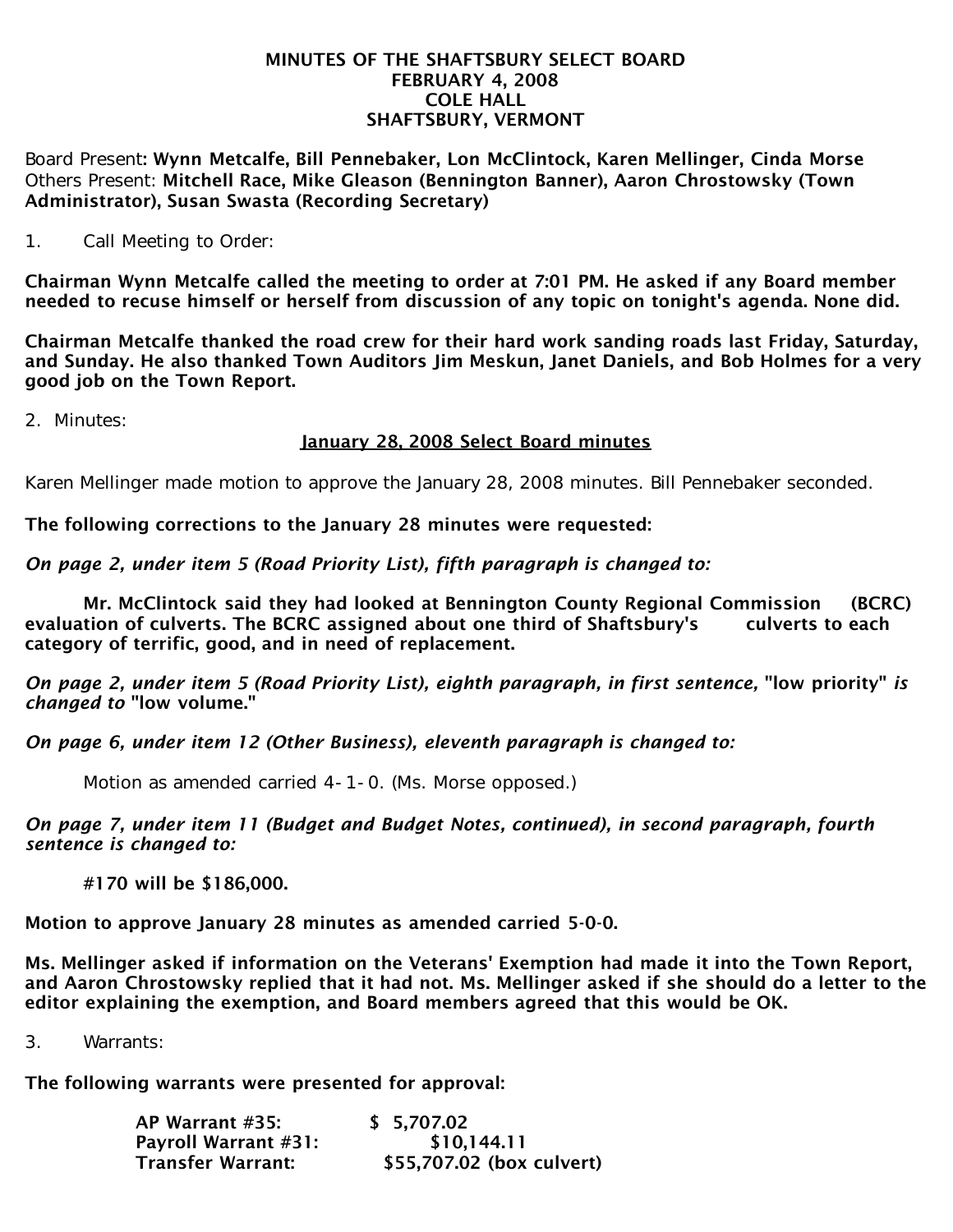# MINUTES OF THE SHAFTSBURY SELECT BOARD
## FEBRUARY 4, 2008
## COLE HALL
## SHAFTSBURY, VERMONT

Board Present: **Wynn Metcalfe, Bill Pennebaker, Lon McClintock, Karen Mellinger, Cinda Morse**
Others Present: **Mitchell Race, Mike Gleason (Bennington Banner), Aaron Chrostowsky (Town Administrator), Susan Swasta (Recording Secretary)**

1. Call Meeting to Order:

**Chairman Wynn Metcalfe called the meeting to order at 7:01 PM. He asked if any Board member needed to recuse himself or herself from discussion of any topic on tonight's agenda. None did.**

**Chairman Metcalfe thanked the road crew for their hard work sanding roads last Friday, Saturday, and Sunday. He also thanked Town Auditors Jim Meskun, Janet Daniels, and Bob Holmes for a very good job on the Town Report.**

2. Minutes:

**January 28, 2008 Select Board minutes**

Karen Mellinger made motion to approve the January 28, 2008 minutes. Bill Pennebaker seconded.

**The following corrections to the January 28 minutes were requested:**

***On page 2, under item 5 (Road Priority List), fifth paragraph is changed to:***

**Mr. McClintock said they had looked at Bennington County Regional Commission (BCRC) evaluation of culverts. The BCRC assigned about one third of Shaftsbury's culverts to each category of terrific, good, and in need of replacement.**

***On page 2, under item 5 (Road Priority List), eighth paragraph, in first sentence,* "low priority" *is changed to* "low volume."**

***On page 6, under item 12 (Other Business), eleventh paragraph is changed to:***

Motion as amended carried 4-1-0. (Ms. Morse opposed.)

***On page 7, under item 11 (Budget and Budget Notes, continued), in second paragraph, fourth sentence is changed to:***

**#170 will be $186,000.**

**Motion to approve January 28 minutes as amended carried 5-0-0.**

**Ms. Mellinger asked if information on the Veterans' Exemption had made it into the Town Report, and Aaron Chrostowsky replied that it had not. Ms. Mellinger asked if she should do a letter to the editor explaining the exemption, and Board members agreed that this would be OK.**

3. Warrants:

**The following warrants were presented for approval:**

| | |
|---|---|
| **AP Warrant #35:** | **$ 5,707.02** |
| **Payroll Warrant #31:** | **$10,144.11** |
| **Transfer Warrant:** | **$55,707.02 (box culvert)** |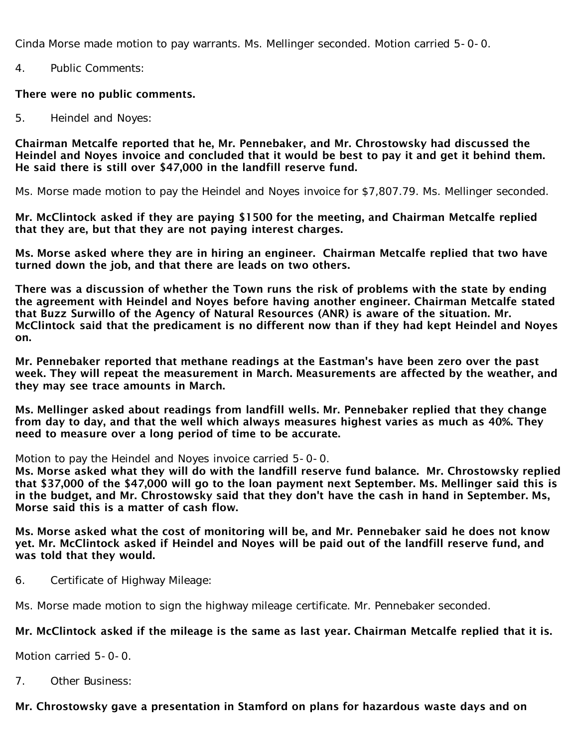Cinda Morse made motion to pay warrants. Ms. Mellinger seconded. Motion carried 5-0-0.

4. Public Comments:

**There were no public comments.**

5. Heindel and Noyes:

**Chairman Metcalfe reported that he, Mr. Pennebaker, and Mr. Chrostowsky had discussed the Heindel and Noyes invoice and concluded that it would be best to pay it and get it behind them. He said there is still over $47,000 in the landfill reserve fund.**

Ms. Morse made motion to pay the Heindel and Noyes invoice for $7,807.79. Ms. Mellinger seconded.

**Mr. McClintock asked if they are paying $1500 for the meeting, and Chairman Metcalfe replied that they are, but that they are not paying interest charges.**

**Ms. Morse asked where they are in hiring an engineer. Chairman Metcalfe replied that two have turned down the job, and that there are leads on two others.**

**There was a discussion of whether the Town runs the risk of problems with the state by ending the agreement with Heindel and Noyes before having another engineer. Chairman Metcalfe stated that Buzz Surwillo of the Agency of Natural Resources (ANR) is aware of the situation. Mr. McClintock said that the predicament is no different now than if they had kept Heindel and Noyes on.**

**Mr. Pennebaker reported that methane readings at the Eastman's have been zero over the past week. They will repeat the measurement in March. Measurements are affected by the weather, and they may see trace amounts in March.**

**Ms. Mellinger asked about readings from landfill wells. Mr. Pennebaker replied that they change from day to day, and that the well which always measures highest varies as much as 40%. They need to measure over a long period of time to be accurate.**

Motion to pay the Heindel and Noyes invoice carried 5-0-0.
**Ms. Morse asked what they will do with the landfill reserve fund balance. Mr. Chrostowsky replied that $37,000 of the $47,000 will go to the loan payment next September. Ms. Mellinger said this is in the budget, and Mr. Chrostowsky said that they don't have the cash in hand in September. Ms, Morse said this is a matter of cash flow.**

**Ms. Morse asked what the cost of monitoring will be, and Mr. Pennebaker said he does not know yet. Mr. McClintock asked if Heindel and Noyes will be paid out of the landfill reserve fund, and was told that they would.**

6. Certificate of Highway Mileage:

Ms. Morse made motion to sign the highway mileage certificate. Mr. Pennebaker seconded.

**Mr. McClintock asked if the mileage is the same as last year. Chairman Metcalfe replied that it is.**

Motion carried 5-0-0.

7. Other Business:

**Mr. Chrostowsky gave a presentation in Stamford on plans for hazardous waste days and on**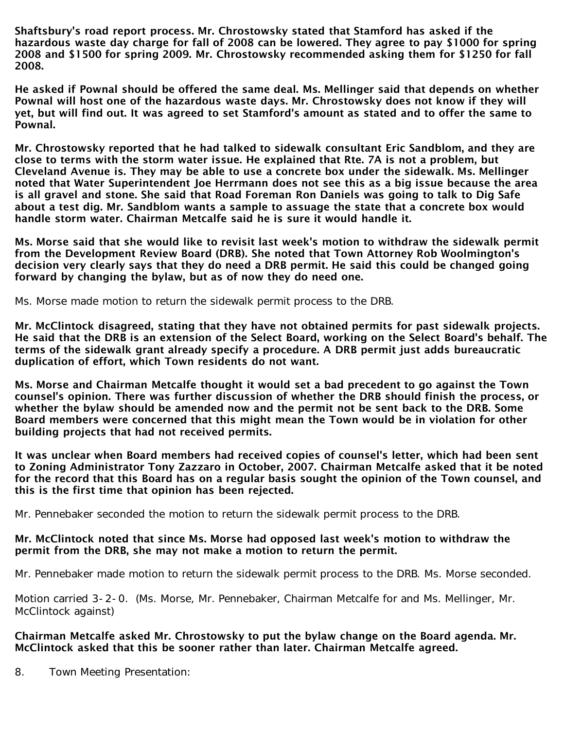**Shaftsbury's road report process. Mr. Chrostowsky stated that Stamford has asked if the hazardous waste day charge for fall of 2008 can be lowered. They agree to pay $1000 for spring 2008 and $1500 for spring 2009. Mr. Chrostowsky recommended asking them for $1250 for fall 2008.**

**He asked if Pownal should be offered the same deal. Ms. Mellinger said that depends on whether Pownal will host one of the hazardous waste days. Mr. Chrostowsky does not know if they will yet, but will find out. It was agreed to set Stamford's amount as stated and to offer the same to Pownal.**

**Mr. Chrostowsky reported that he had talked to sidewalk consultant Eric Sandblom, and they are close to terms with the storm water issue. He explained that Rte. 7A is not a problem, but Cleveland Avenue is. They may be able to use a concrete box under the sidewalk. Ms. Mellinger noted that Water Superintendent Joe Herrmann does not see this as a big issue because the area is all gravel and stone. She said that Road Foreman Ron Daniels was going to talk to Dig Safe about a test dig. Mr. Sandblom wants a sample to assuage the state that a concrete box would handle storm water. Chairman Metcalfe said he is sure it would handle it.**

**Ms. Morse said that she would like to revisit last week's motion to withdraw the sidewalk permit from the Development Review Board (DRB). She noted that Town Attorney Rob Woolmington's decision very clearly says that they do need a DRB permit. He said this could be changed going forward by changing the bylaw, but as of now they do need one.**

Ms. Morse made motion to return the sidewalk permit process to the DRB.

**Mr. McClintock disagreed, stating that they have not obtained permits for past sidewalk projects. He said that the DRB is an extension of the Select Board, working on the Select Board's behalf. The terms of the sidewalk grant already specify a procedure. A DRB permit just adds bureaucratic duplication of effort, which Town residents do not want.**

**Ms. Morse and Chairman Metcalfe thought it would set a bad precedent to go against the Town counsel's opinion. There was further discussion of whether the DRB should finish the process, or whether the bylaw should be amended now and the permit not be sent back to the DRB. Some Board members were concerned that this might mean the Town would be in violation for other building projects that had not received permits.**

**It was unclear when Board members had received copies of counsel's letter, which had been sent to Zoning Administrator Tony Zazzaro in October, 2007. Chairman Metcalfe asked that it be noted for the record that this Board has on a regular basis sought the opinion of the Town counsel, and this is the first time that opinion has been rejected.**

Mr. Pennebaker seconded the motion to return the sidewalk permit process to the DRB.

**Mr. McClintock noted that since Ms. Morse had opposed last week's motion to withdraw the permit from the DRB, she may not make a motion to return the permit.**

Mr. Pennebaker made motion to return the sidewalk permit process to the DRB. Ms. Morse seconded.

Motion carried 3-2-0. (Ms. Morse, Mr. Pennebaker, Chairman Metcalfe for and Ms. Mellinger, Mr. McClintock against)

**Chairman Metcalfe asked Mr. Chrostowsky to put the bylaw change on the Board agenda. Mr. McClintock asked that this be sooner rather than later. Chairman Metcalfe agreed.**

8. Town Meeting Presentation: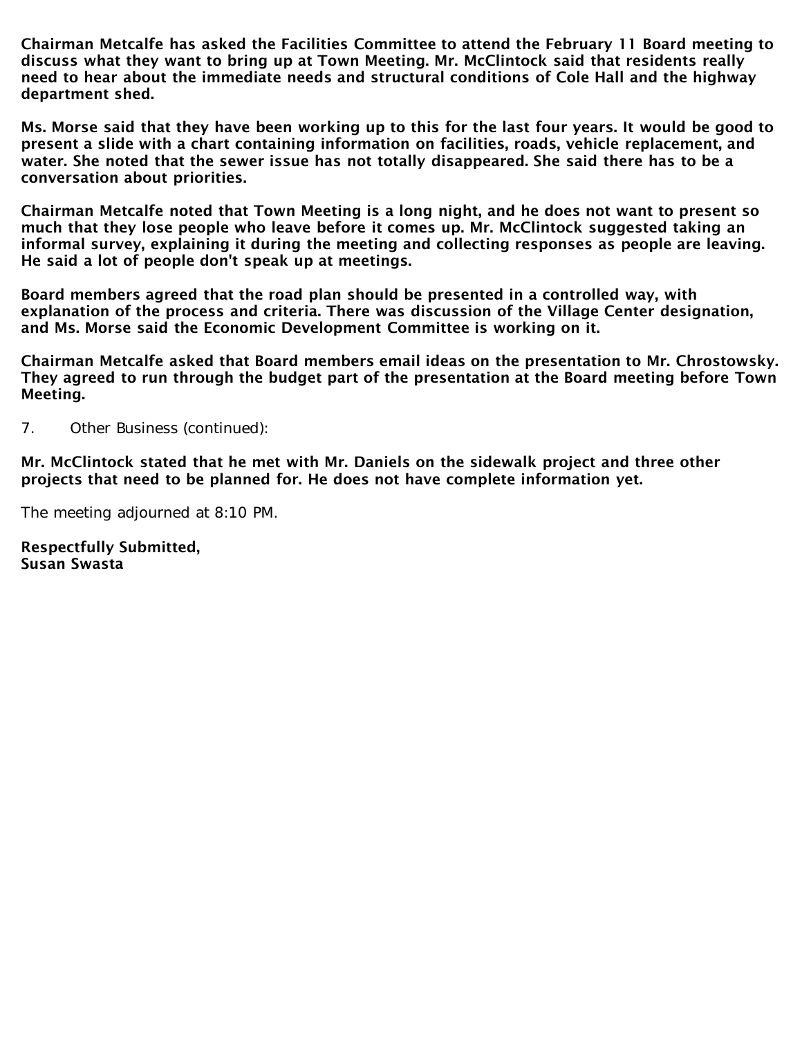**Chairman Metcalfe has asked the Facilities Committee to attend the February 11 Board meeting to discuss what they want to bring up at Town Meeting. Mr. McClintock said that residents really need to hear about the immediate needs and structural conditions of Cole Hall and the highway department shed.**

**Ms. Morse said that they have been working up to this for the last four years. It would be good to present a slide with a chart containing information on facilities, roads, vehicle replacement, and water. She noted that the sewer issue has not totally disappeared. She said there has to be a conversation about priorities.**

**Chairman Metcalfe noted that Town Meeting is a long night, and he does not want to present so much that they lose people who leave before it comes up. Mr. McClintock suggested taking an informal survey, explaining it during the meeting and collecting responses as people are leaving. He said a lot of people don't speak up at meetings.**

**Board members agreed that the road plan should be presented in a controlled way, with explanation of the process and criteria. There was discussion of the Village Center designation, and Ms. Morse said the Economic Development Committee is working on it.**

**Chairman Metcalfe asked that Board members email ideas on the presentation to Mr. Chrostowsky. They agreed to run through the budget part of the presentation at the Board meeting before Town Meeting.**

7. Other Business (continued):

**Mr. McClintock stated that he met with Mr. Daniels on the sidewalk project and three other projects that need to be planned for. He does not have complete information yet.**

The meeting adjourned at 8:10 PM.

**Respectfully Submitted,**
**Susan Swasta**